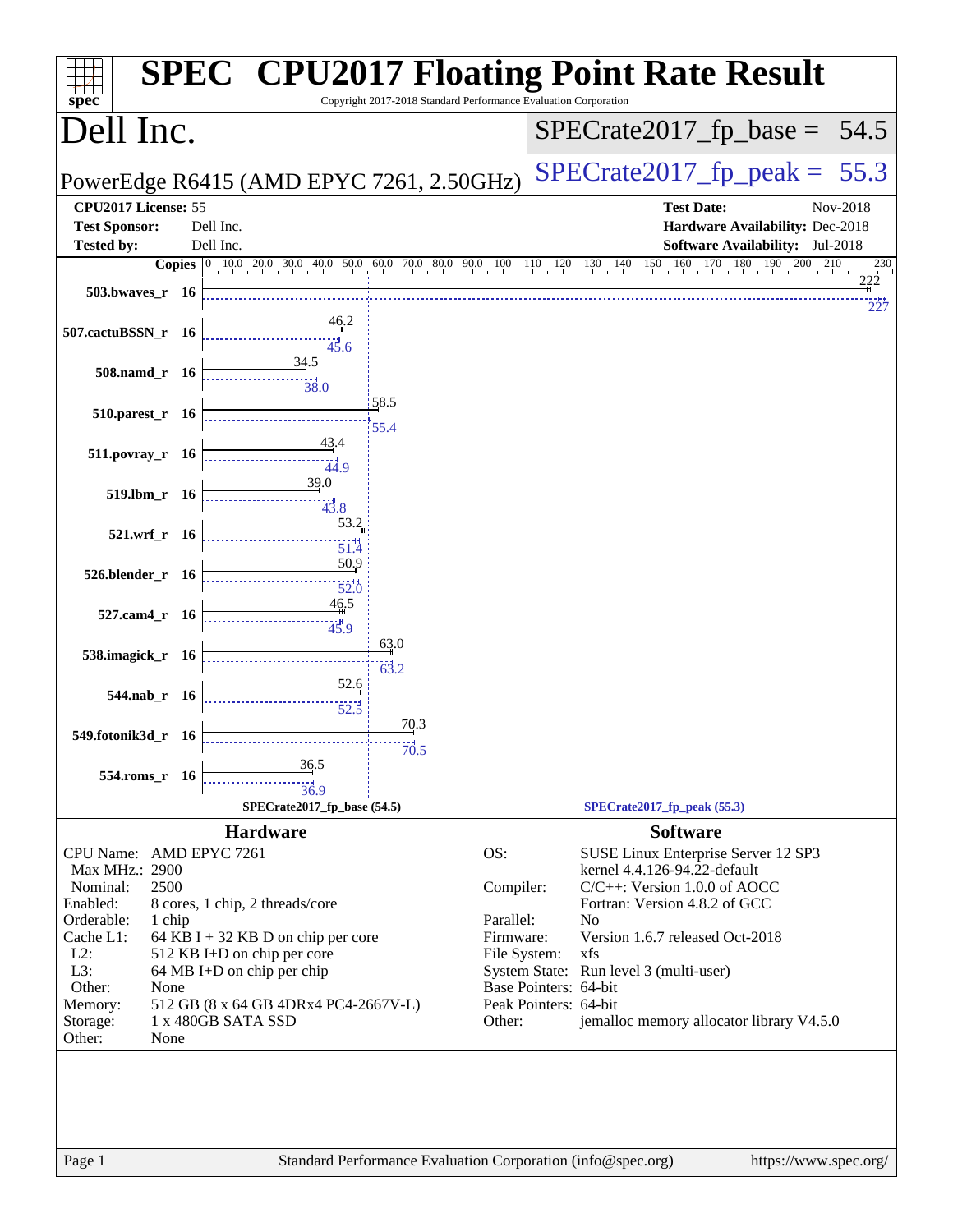# SPEC CPU2017 Floating Point Rate Result

Copyright 2017-2018 Standard Performance Evaluation Corporation

## Dell Inc.

**PowerEdge R6415 (AMD EPYC 7261, 2.50GHz)**

SPECrate2017_fp_base = 54.5

SPECrate2017_fp_peak = 55.3

| | | | |
|---|---|---|---|
| **CPU2017 License:** | 55 | **Test Date:** | Nov-2018 |
| **Test Sponsor:** | Dell Inc. | **Hardware Availability:** | Dec-2018 |
| **Tested by:** | Dell Inc. | **Software Availability:** | Jul-2018 |

| Benchmark | Copies | Base | Peak |
|---|---|---|---|
| 503.bwaves_r | 16 | 222 | 227 |
| 507.cactuBSSN_r | 16 | 46.2 | 45.6 |
| 508.namd_r | 16 | 34.5 | 38.0 |
| 510.parest_r | 16 | 58.5 | 55.4 |
| 511.povray_r | 16 | 43.4 | 44.9 |
| 519.lbm_r | 16 | 39.0 | 43.8 |
| 521.wrf_r | 16 | 53.2 | 51.4 |
| 526.blender_r | 16 | 50.9 | 52.0 |
| 527.cam4_r | 16 | 46.5 | 45.9 |
| 538.imagick_r | 16 | 63.0 | 63.2 |
| 544.nab_r | 16 | 52.6 | 52.5 |
| 549.fotonik3d_r | 16 | 70.3 | 70.5 |
| 554.roms_r | 16 | 36.5 | 36.9 |

SPECrate2017_fp_base (54.5) — SPECrate2017_fp_peak (55.3)

## Hardware

| | |
|---|---|
| CPU Name: | AMD EPYC 7261 |
| Max MHz.: | 2900 |
| Nominal: | 2500 |
| Enabled: | 8 cores, 1 chip, 2 threads/core |
| Orderable: | 1 chip |
| Cache L1: | 64 KB I + 32 KB D on chip per core |
| L2: | 512 KB I+D on chip per core |
| L3: | 64 MB I+D on chip per chip |
| Other: | None |
| Memory: | 512 GB (8 x 64 GB 4DRx4 PC4-2667V-L) |
| Storage: | 1 x 480GB SATA SSD |
| Other: | None |

## Software

| | |
|---|---|
| OS: | SUSE Linux Enterprise Server 12 SP3 kernel 4.4.126-94.22-default |
| Compiler: | C/C++: Version 1.0.0 of AOCC Fortran: Version 4.8.2 of GCC |
| Parallel: | No |
| Firmware: | Version 1.6.7 released Oct-2018 |
| File System: | xfs |
| System State: | Run level 3 (multi-user) |
| Base Pointers: | 64-bit |
| Peak Pointers: | 64-bit |
| Other: | jemalloc memory allocator library V4.5.0 |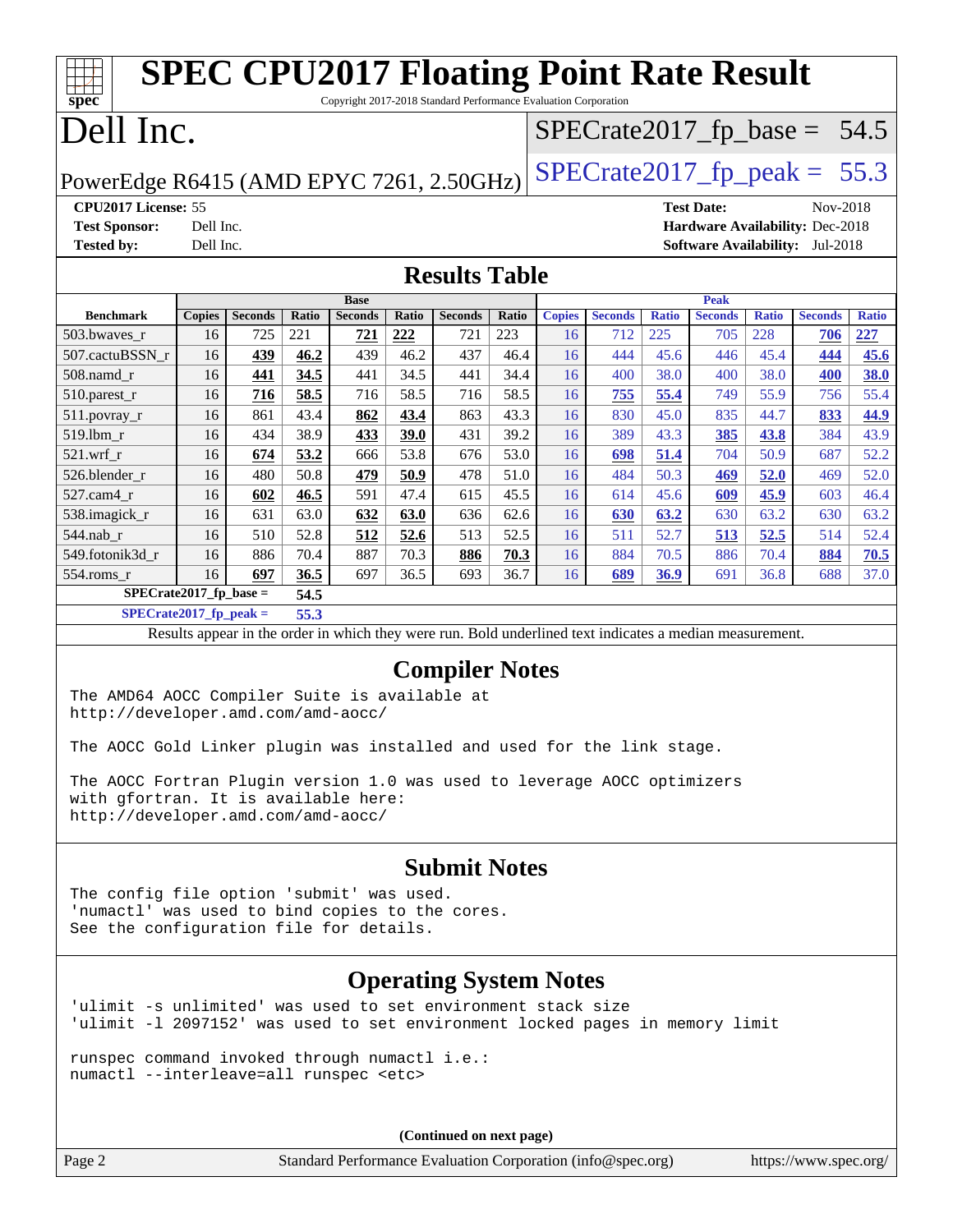# SPEC CPU2017 Floating Point Rate Result

Copyright 2017-2018 Standard Performance Evaluation Corporation

# Dell Inc.

PowerEdge R6415 (AMD EPYC 7261, 2.50GHz)

SPECrate2017_fp_base = 54.5

SPECrate2017_fp_peak = 55.3

**CPU2017 License:** 55
**Test Sponsor:** Dell Inc.
**Tested by:** Dell Inc.

**Test Date:** Nov-2018
**Hardware Availability:** Dec-2018
**Software Availability:** Jul-2018

## Results Table

| Benchmark | Base | | | | | | | Peak | | | | | | |
|---|---|---|---|---|---|---|---|---|---|---|---|---|---|---|
| | Copies | Seconds | Ratio | Seconds | Ratio | Seconds | Ratio | Copies | Seconds | Ratio | Seconds | Ratio | Seconds | Ratio |
| 503.bwaves_r | 16 | 725 | 221 | **721** | **222** | 721 | 223 | 16 | 712 | 225 | 705 | 228 | **706** | **227** |
| 507.cactuBSSN_r | 16 | **439** | **46.2** | 439 | 46.2 | 437 | 46.4 | 16 | 444 | 45.6 | 446 | 45.4 | **444** | **45.6** |
| 508.namd_r | 16 | **441** | **34.5** | 441 | 34.5 | 441 | 34.4 | 16 | 400 | 38.0 | 400 | 38.0 | **400** | **38.0** |
| 510.parest_r | 16 | **716** | **58.5** | 716 | 58.5 | 716 | 58.5 | 16 | **755** | **55.4** | 749 | 55.9 | 756 | 55.4 |
| 511.povray_r | 16 | 861 | 43.4 | **862** | **43.4** | 863 | 43.3 | 16 | 830 | 45.0 | 835 | 44.7 | **833** | **44.9** |
| 519.lbm_r | 16 | 434 | 38.9 | **433** | **39.0** | 431 | 39.2 | 16 | 389 | 43.3 | **385** | **43.8** | 384 | 43.9 |
| 521.wrf_r | 16 | **674** | **53.2** | 666 | 53.8 | 676 | 53.0 | 16 | **698** | **51.4** | 704 | 50.9 | 687 | 52.2 |
| 526.blender_r | 16 | 480 | 50.8 | **479** | **50.9** | 478 | 51.0 | 16 | 484 | 50.3 | **469** | **52.0** | 469 | 52.0 |
| 527.cam4_r | 16 | **602** | **46.5** | 591 | 47.4 | 615 | 45.5 | 16 | 614 | 45.6 | **609** | **45.9** | 603 | 46.4 |
| 538.imagick_r | 16 | 631 | 63.0 | **632** | **63.0** | 636 | 62.6 | 16 | **630** | **63.2** | 630 | 63.2 | 630 | 63.2 |
| 544.nab_r | 16 | 510 | 52.8 | **512** | **52.6** | 513 | 52.5 | 16 | 511 | 52.7 | **513** | **52.5** | 514 | 52.4 |
| 549.fotonik3d_r | 16 | 886 | 70.4 | 887 | 70.3 | **886** | **70.3** | 16 | 884 | 70.5 | 886 | 70.4 | **884** | **70.5** |
| 554.roms_r | 16 | **697** | **36.5** | 697 | 36.5 | 693 | 36.7 | 16 | **689** | **36.9** | 691 | 36.8 | 688 | 37.0 |

**SPECrate2017_fp_base = 54.5**

**SPECrate2017_fp_peak = 55.3**

Results appear in the order in which they were run. Bold underlined text indicates a median measurement.

## Compiler Notes

```
The AMD64 AOCC Compiler Suite is available at
http://developer.amd.com/amd-aocc/

The AOCC Gold Linker plugin was installed and used for the link stage.

The AOCC Fortran Plugin version 1.0 was used to leverage AOCC optimizers
with gfortran. It is available here:
http://developer.amd.com/amd-aocc/
```

## Submit Notes

```
The config file option 'submit' was used.
'numactl' was used to bind copies to the cores.
See the configuration file for details.
```

## Operating System Notes

```
'ulimit -s unlimited' was used to set environment stack size
'ulimit -l 2097152' was used to set environment locked pages in memory limit

runspec command invoked through numactl i.e.:
numactl --interleave=all runspec <etc>
```

(Continued on next page)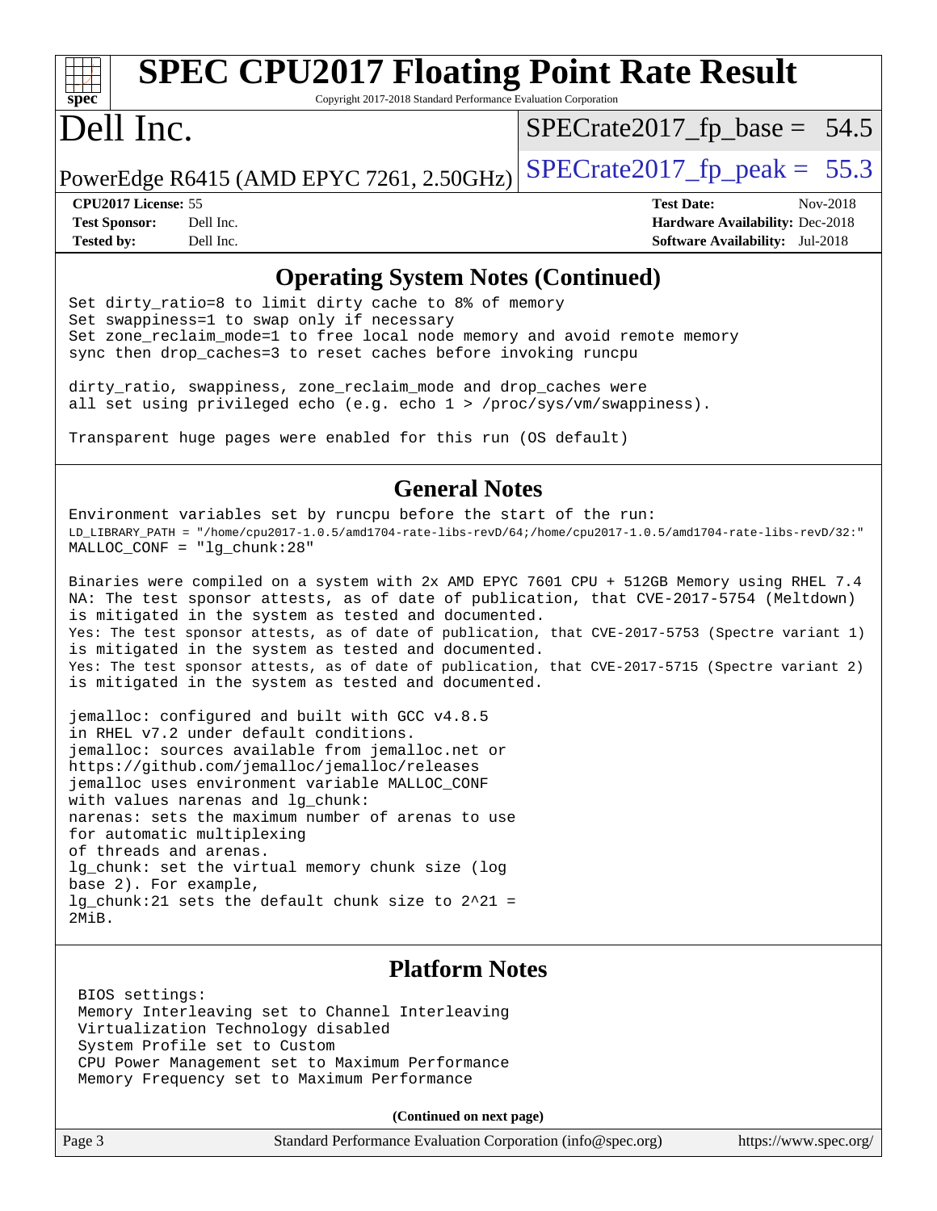### Operating System Notes (Continued)

```
Set dirty_ratio=8 to limit dirty cache to 8% of memory
Set swappiness=1 to swap only if necessary
Set zone_reclaim_mode=1 to free local node memory and avoid remote memory
sync then drop_caches=3 to reset caches before invoking runcpu

dirty_ratio, swappiness, zone_reclaim_mode and drop_caches were
all set using privileged echo (e.g. echo 1 > /proc/sys/vm/swappiness).

Transparent huge pages were enabled for this run (OS default)
```

### General Notes

```
Environment variables set by runcpu before the start of the run:
LD_LIBRARY_PATH = "/home/cpu2017-1.0.5/amd1704-rate-libs-revD/64;/home/cpu2017-1.0.5/amd1704-rate-libs-revD/32:"
MALLOC_CONF = "lg_chunk:28"

Binaries were compiled on a system with 2x AMD EPYC 7601 CPU + 512GB Memory using RHEL 7.4
NA: The test sponsor attests, as of date of publication, that CVE-2017-5754 (Meltdown)
is mitigated in the system as tested and documented.
Yes: The test sponsor attests, as of date of publication, that CVE-2017-5753 (Spectre variant 1)
is mitigated in the system as tested and documented.
Yes: The test sponsor attests, as of date of publication, that CVE-2017-5715 (Spectre variant 2)
is mitigated in the system as tested and documented.

jemalloc: configured and built with GCC v4.8.5
in RHEL v7.2 under default conditions.
jemalloc: sources available from jemalloc.net or
https://github.com/jemalloc/jemalloc/releases
jemalloc uses environment variable MALLOC_CONF
with values narenas and lg_chunk:
narenas: sets the maximum number of arenas to use
for automatic multiplexing
of threads and arenas.
lg_chunk: set the virtual memory chunk size (log
base 2). For example,
lg_chunk:21 sets the default chunk size to 2^21 =
2MiB.
```

### Platform Notes

```
 BIOS settings:
 Memory Interleaving set to Channel Interleaving
 Virtualization Technology disabled
 System Profile set to Custom
 CPU Power Management set to Maximum Performance
 Memory Frequency set to Maximum Performance
```

**(Continued on next page)**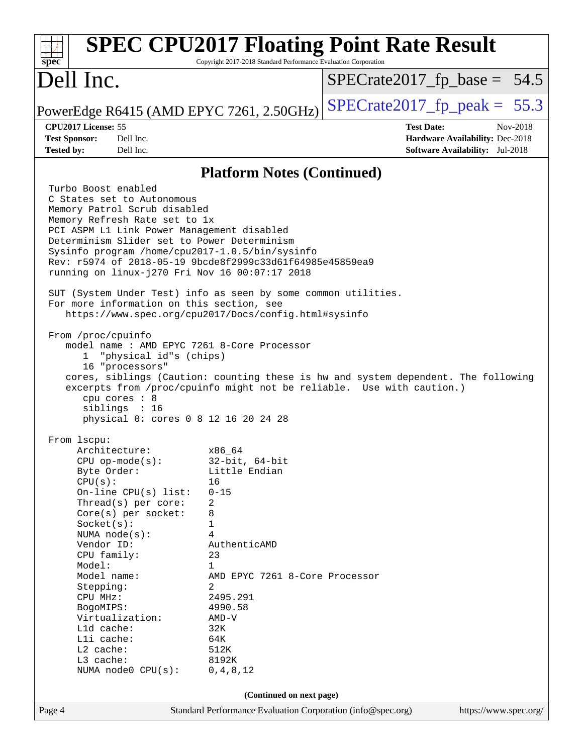## Platform Notes (Continued)

```
Turbo Boost enabled
C States set to Autonomous
Memory Patrol Scrub disabled
Memory Refresh Rate set to 1x
PCI ASPM L1 Link Power Management disabled
Determinism Slider set to Power Determinism
Sysinfo program /home/cpu2017-1.0.5/bin/sysinfo
Rev: r5974 of 2018-05-19 9bcde8f2999c33d61f64985e45859ea9
running on linux-j270 Fri Nov 16 00:07:17 2018

SUT (System Under Test) info as seen by some common utilities.
For more information on this section, see
   https://www.spec.org/cpu2017/Docs/config.html#sysinfo

From /proc/cpuinfo
   model name : AMD EPYC 7261 8-Core Processor
      1  "physical id"s (chips)
      16 "processors"
   cores, siblings (Caution: counting these is hw and system dependent. The following
   excerpts from /proc/cpuinfo might not be reliable.  Use with caution.)
      cpu cores : 8
      siblings  : 16
      physical 0: cores 0 8 12 16 20 24 28

From lscpu:
     Architecture:          x86_64
     CPU op-mode(s):        32-bit, 64-bit
     Byte Order:            Little Endian
     CPU(s):                16
     On-line CPU(s) list:   0-15
     Thread(s) per core:    2
     Core(s) per socket:    8
     Socket(s):             1
     NUMA node(s):          4
     Vendor ID:             AuthenticAMD
     CPU family:            23
     Model:                 1
     Model name:            AMD EPYC 7261 8-Core Processor
     Stepping:              2
     CPU MHz:               2495.291
     BogoMIPS:              4990.58
     Virtualization:        AMD-V
     L1d cache:             32K
     L1i cache:             64K
     L2 cache:              512K
     L3 cache:              8192K
     NUMA node0 CPU(s):     0,4,8,12
```

**(Continued on next page)**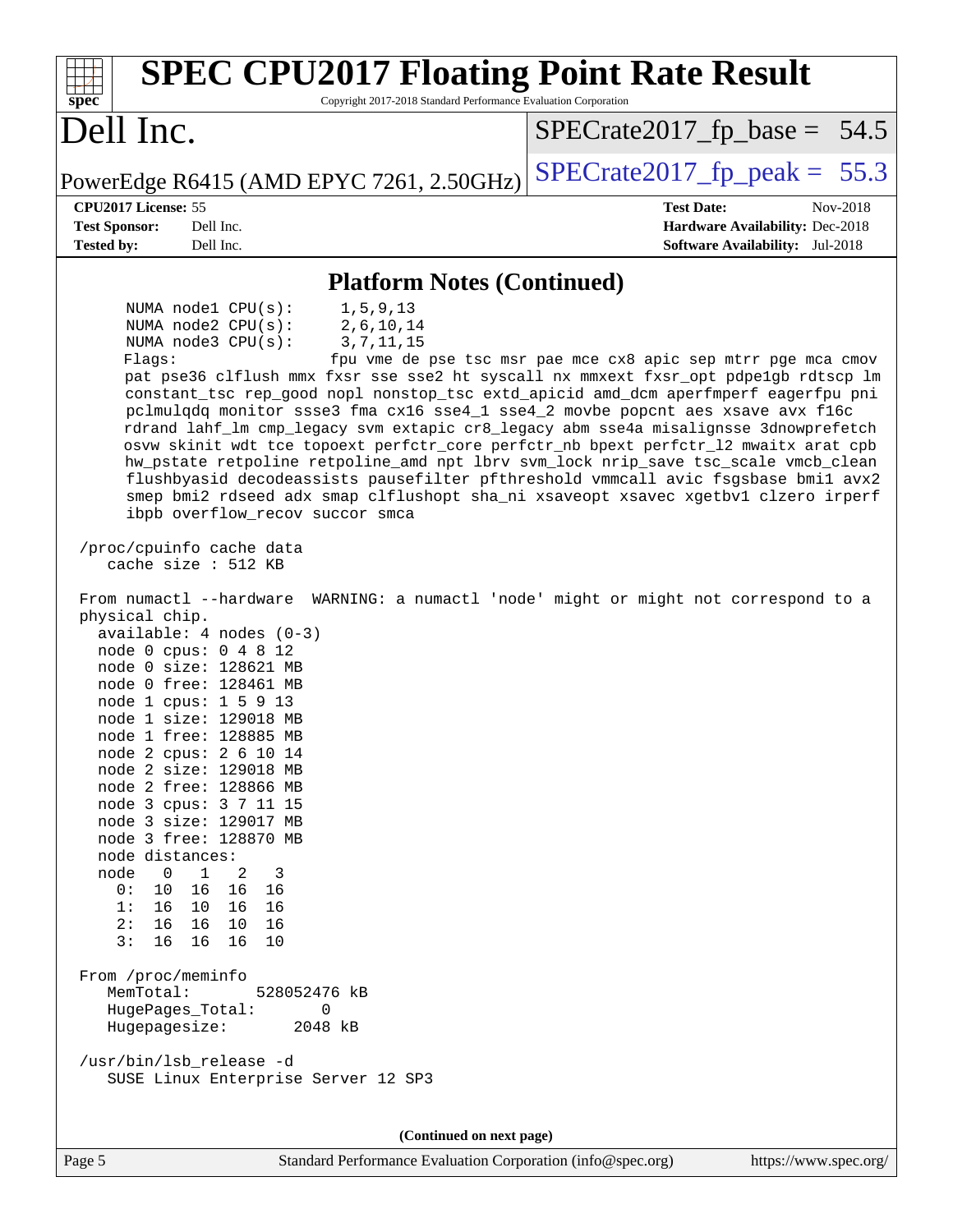## Platform Notes (Continued)

```
      NUMA node1 CPU(s):     1,5,9,13
      NUMA node2 CPU(s):     2,6,10,14
      NUMA node3 CPU(s):     3,7,11,15
      Flags:                 fpu vme de pse tsc msr pae mce cx8 apic sep mtrr pge mca cmov
      pat pse36 clflush mmx fxsr sse sse2 ht syscall nx mmxext fxsr_opt pdpe1gb rdtscp lm
      constant_tsc rep_good nopl nonstop_tsc extd_apicid amd_dcm aperfmperf eagerfpu pni
      pclmulqdq monitor ssse3 fma cx16 sse4_1 sse4_2 movbe popcnt aes xsave avx f16c
      rdrand lahf_lm cmp_legacy svm extapic cr8_legacy abm sse4a misalignsse 3dnowprefetch
      osvw skinit wdt tce topoext perfctr_core perfctr_nb bpext perfctr_l2 mwaitx arat cpb
      hw_pstate retpoline retpoline_amd npt lbrv svm_lock nrip_save tsc_scale vmcb_clean
      flushbyasid decodeassists pausefilter pfthreshold vmmcall avic fsgsbase bmi1 avx2
      smep bmi2 rdseed adx smap clflushopt sha_ni xsaveopt xsavec xgetbv1 clzero irperf
      ibpb overflow_recov succor smca

 /proc/cpuinfo cache data
    cache size : 512 KB

 From numactl --hardware  WARNING: a numactl 'node' might or might not correspond to a
 physical chip.
   available: 4 nodes (0-3)
   node 0 cpus: 0 4 8 12
   node 0 size: 128621 MB
   node 0 free: 128461 MB
   node 1 cpus: 1 5 9 13
   node 1 size: 129018 MB
   node 1 free: 128885 MB
   node 2 cpus: 2 6 10 14
   node 2 size: 129018 MB
   node 2 free: 128866 MB
   node 3 cpus: 3 7 11 15
   node 3 size: 129017 MB
   node 3 free: 128870 MB
   node distances:
   node   0   1   2   3
     0:  10  16  16  16
     1:  16  10  16  16
     2:  16  16  10  16
     3:  16  16  16  10

 From /proc/meminfo
    MemTotal:       528052476 kB
    HugePages_Total:       0
    Hugepagesize:       2048 kB

 /usr/bin/lsb_release -d
    SUSE Linux Enterprise Server 12 SP3
```

**(Continued on next page)**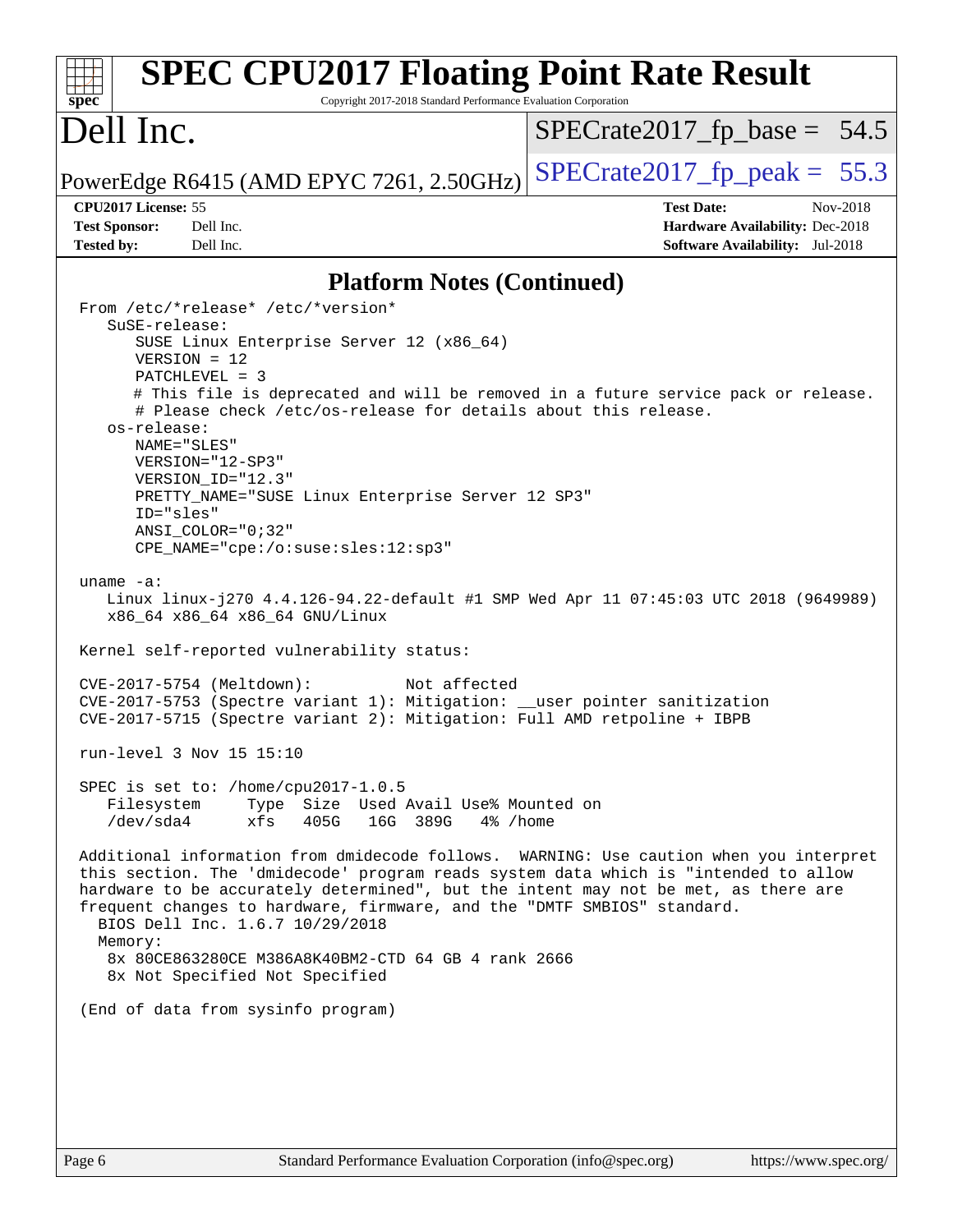# SPEC CPU2017 Floating Point Rate Result

Copyright 2017-2018 Standard Performance Evaluation Corporation

**Dell Inc.**

PowerEdge R6415 (AMD EPYC 7261, 2.50GHz)

SPECrate2017_fp_base = 54.5

SPECrate2017_fp_peak = 55.3

**CPU2017 License:** 55
**Test Sponsor:** Dell Inc.
**Tested by:** Dell Inc.

**Test Date:** Nov-2018
**Hardware Availability:** Dec-2018
**Software Availability:** Jul-2018

## Platform Notes (Continued)

```
From /etc/*release* /etc/*version*
   SuSE-release:
      SUSE Linux Enterprise Server 12 (x86_64)
      VERSION = 12
      PATCHLEVEL = 3
      # This file is deprecated and will be removed in a future service pack or release.
      # Please check /etc/os-release for details about this release.
   os-release:
      NAME="SLES"
      VERSION="12-SP3"
      VERSION_ID="12.3"
      PRETTY_NAME="SUSE Linux Enterprise Server 12 SP3"
      ID="sles"
      ANSI_COLOR="0;32"
      CPE_NAME="cpe:/o:suse:sles:12:sp3"

uname -a:
   Linux linux-j270 4.4.126-94.22-default #1 SMP Wed Apr 11 07:45:03 UTC 2018 (9649989)
   x86_64 x86_64 x86_64 GNU/Linux

Kernel self-reported vulnerability status:

CVE-2017-5754 (Meltdown):          Not affected
CVE-2017-5753 (Spectre variant 1): Mitigation: __user pointer sanitization
CVE-2017-5715 (Spectre variant 2): Mitigation: Full AMD retpoline + IBPB

run-level 3 Nov 15 15:10

SPEC is set to: /home/cpu2017-1.0.5
   Filesystem     Type  Size  Used Avail Use% Mounted on
   /dev/sda4      xfs   405G   16G  389G   4% /home

Additional information from dmidecode follows.  WARNING: Use caution when you interpret
this section. The 'dmidecode' program reads system data which is "intended to allow
hardware to be accurately determined", but the intent may not be met, as there are
frequent changes to hardware, firmware, and the "DMTF SMBIOS" standard.
  BIOS Dell Inc. 1.6.7 10/29/2018
  Memory:
   8x 80CE863280CE M386A8K40BM2-CTD 64 GB 4 rank 2666
   8x Not Specified Not Specified

(End of data from sysinfo program)
```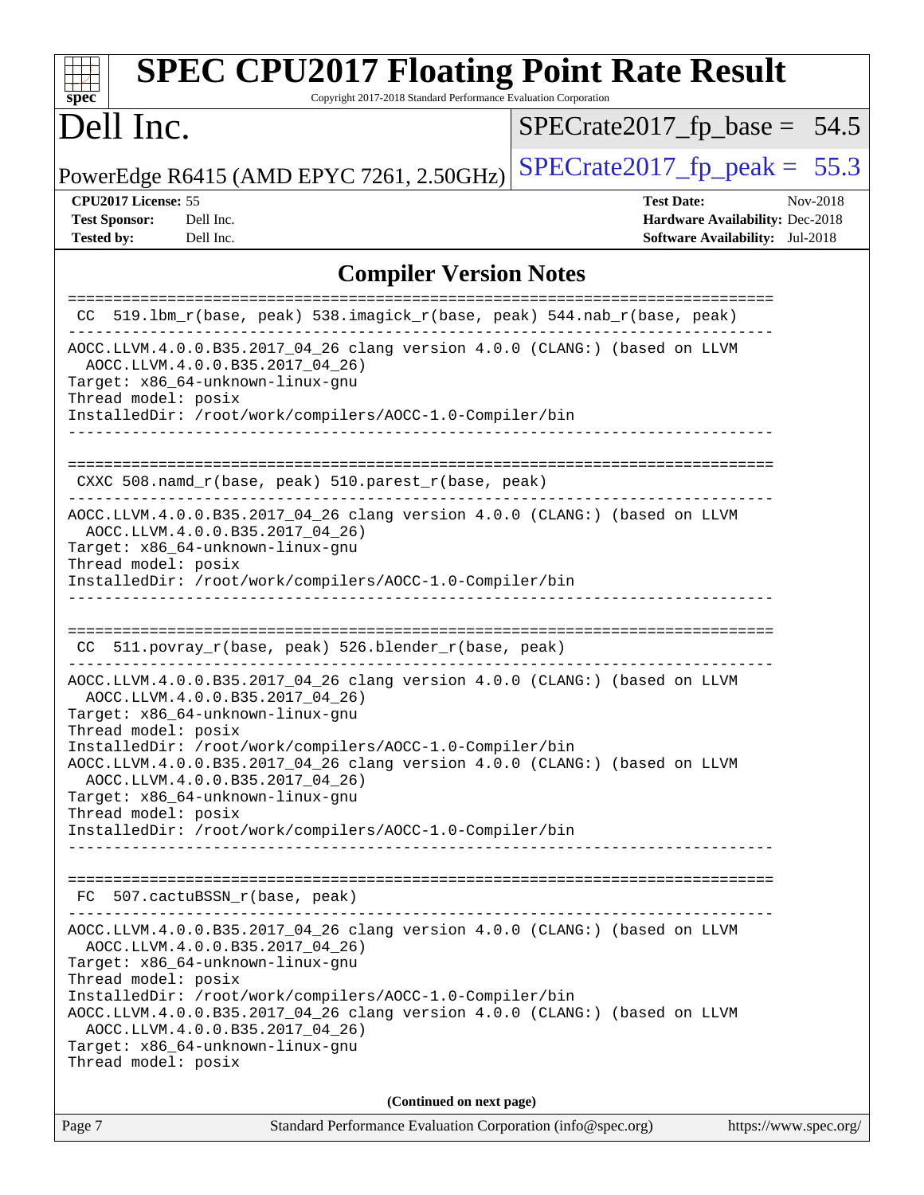# SPEC CPU2017 Floating Point Rate Result

Copyright 2017-2018 Standard Performance Evaluation Corporation

## Dell Inc.

PowerEdge R6415 (AMD EPYC 7261, 2.50GHz)

SPECrate2017_fp_base = 54.5

SPECrate2017_fp_peak = 55.3

**CPU2017 License:** 55
**Test Sponsor:** Dell Inc.
**Tested by:** Dell Inc.

**Test Date:** Nov-2018
**Hardware Availability:** Dec-2018
**Software Availability:** Jul-2018

## Compiler Version Notes

```
==============================================================================
 CC  519.lbm_r(base, peak) 538.imagick_r(base, peak) 544.nab_r(base, peak)
------------------------------------------------------------------------------
AOCC.LLVM.4.0.0.B35.2017_04_26 clang version 4.0.0 (CLANG:) (based on LLVM
  AOCC.LLVM.4.0.0.B35.2017_04_26)
Target: x86_64-unknown-linux-gnu
Thread model: posix
InstalledDir: /root/work/compilers/AOCC-1.0-Compiler/bin
------------------------------------------------------------------------------

==============================================================================
 CXXC 508.namd_r(base, peak) 510.parest_r(base, peak)
------------------------------------------------------------------------------
AOCC.LLVM.4.0.0.B35.2017_04_26 clang version 4.0.0 (CLANG:) (based on LLVM
  AOCC.LLVM.4.0.0.B35.2017_04_26)
Target: x86_64-unknown-linux-gnu
Thread model: posix
InstalledDir: /root/work/compilers/AOCC-1.0-Compiler/bin
------------------------------------------------------------------------------

==============================================================================
 CC  511.povray_r(base, peak) 526.blender_r(base, peak)
------------------------------------------------------------------------------
AOCC.LLVM.4.0.0.B35.2017_04_26 clang version 4.0.0 (CLANG:) (based on LLVM
  AOCC.LLVM.4.0.0.B35.2017_04_26)
Target: x86_64-unknown-linux-gnu
Thread model: posix
InstalledDir: /root/work/compilers/AOCC-1.0-Compiler/bin
AOCC.LLVM.4.0.0.B35.2017_04_26 clang version 4.0.0 (CLANG:) (based on LLVM
  AOCC.LLVM.4.0.0.B35.2017_04_26)
Target: x86_64-unknown-linux-gnu
Thread model: posix
InstalledDir: /root/work/compilers/AOCC-1.0-Compiler/bin
------------------------------------------------------------------------------

==============================================================================
 FC  507.cactuBSSN_r(base, peak)
------------------------------------------------------------------------------
AOCC.LLVM.4.0.0.B35.2017_04_26 clang version 4.0.0 (CLANG:) (based on LLVM
  AOCC.LLVM.4.0.0.B35.2017_04_26)
Target: x86_64-unknown-linux-gnu
Thread model: posix
InstalledDir: /root/work/compilers/AOCC-1.0-Compiler/bin
AOCC.LLVM.4.0.0.B35.2017_04_26 clang version 4.0.0 (CLANG:) (based on LLVM
  AOCC.LLVM.4.0.0.B35.2017_04_26)
Target: x86_64-unknown-linux-gnu
Thread model: posix
```

**(Continued on next page)**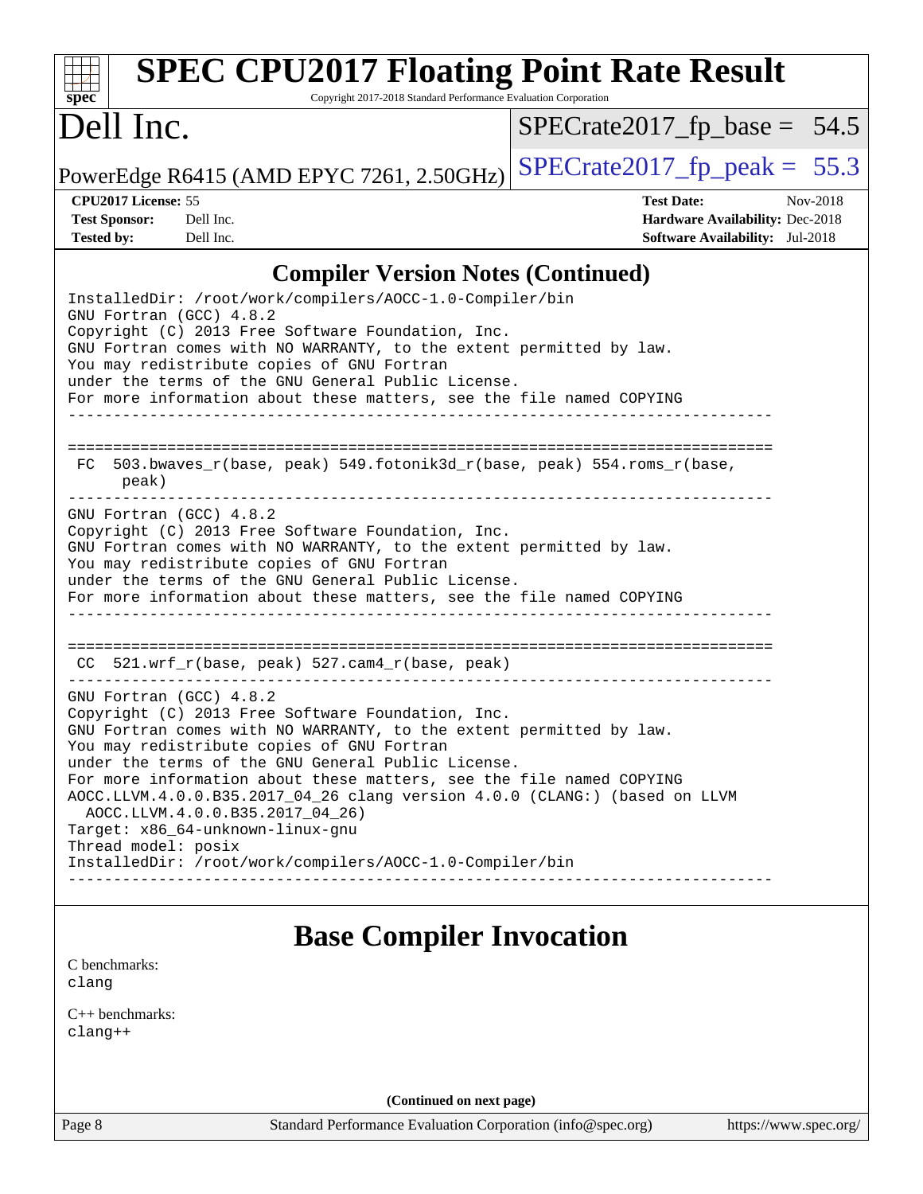## Compiler Version Notes (Continued)

```
InstalledDir: /root/work/compilers/AOCC-1.0-Compiler/bin
GNU Fortran (GCC) 4.8.2
Copyright (C) 2013 Free Software Foundation, Inc.
GNU Fortran comes with NO WARRANTY, to the extent permitted by law.
You may redistribute copies of GNU Fortran
under the terms of the GNU General Public License.
For more information about these matters, see the file named COPYING
------------------------------------------------------------------------------

==============================================================================
 FC  503.bwaves_r(base, peak) 549.fotonik3d_r(base, peak) 554.roms_r(base,
      peak)
------------------------------------------------------------------------------
GNU Fortran (GCC) 4.8.2
Copyright (C) 2013 Free Software Foundation, Inc.
GNU Fortran comes with NO WARRANTY, to the extent permitted by law.
You may redistribute copies of GNU Fortran
under the terms of the GNU General Public License.
For more information about these matters, see the file named COPYING
------------------------------------------------------------------------------

==============================================================================
 CC  521.wrf_r(base, peak) 527.cam4_r(base, peak)
------------------------------------------------------------------------------
GNU Fortran (GCC) 4.8.2
Copyright (C) 2013 Free Software Foundation, Inc.
GNU Fortran comes with NO WARRANTY, to the extent permitted by law.
You may redistribute copies of GNU Fortran
under the terms of the GNU General Public License.
For more information about these matters, see the file named COPYING
AOCC.LLVM.4.0.0.B35.2017_04_26 clang version 4.0.0 (CLANG:) (based on LLVM
  AOCC.LLVM.4.0.0.B35.2017_04_26)
Target: x86_64-unknown-linux-gnu
Thread model: posix
InstalledDir: /root/work/compilers/AOCC-1.0-Compiler/bin
------------------------------------------------------------------------------
```

## Base Compiler Invocation

C benchmarks:
clang

C++ benchmarks:
clang++

(Continued on next page)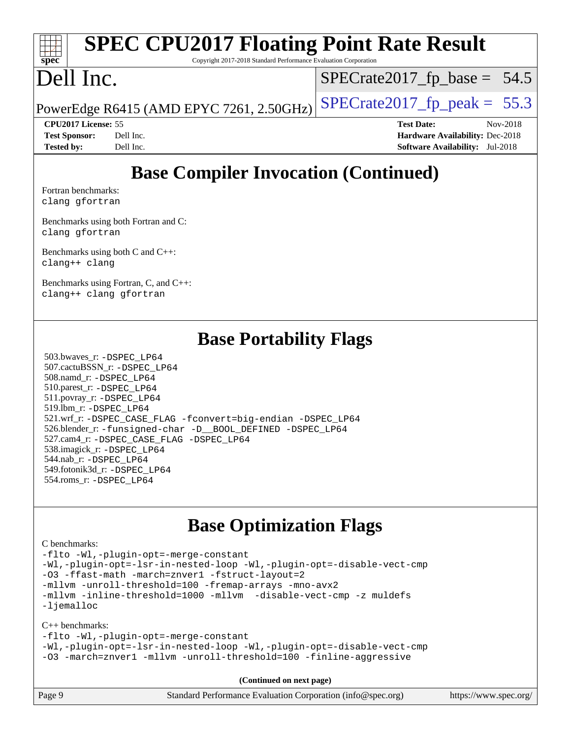## Base Compiler Invocation (Continued)

Fortran benchmarks:
```
clang gfortran
```

Benchmarks using both Fortran and C:
```
clang gfortran
```

Benchmarks using both C and C++:
```
clang++ clang
```

Benchmarks using Fortran, C, and C++:
```
clang++ clang gfortran
```

## Base Portability Flags

503.bwaves_r: -DSPEC_LP64
507.cactuBSSN_r: -DSPEC_LP64
508.namd_r: -DSPEC_LP64
510.parest_r: -DSPEC_LP64
511.povray_r: -DSPEC_LP64
519.lbm_r: -DSPEC_LP64
521.wrf_r: -DSPEC_CASE_FLAG -fconvert=big-endian -DSPEC_LP64
526.blender_r: -funsigned-char -D__BOOL_DEFINED -DSPEC_LP64
527.cam4_r: -DSPEC_CASE_FLAG -DSPEC_LP64
538.imagick_r: -DSPEC_LP64
544.nab_r: -DSPEC_LP64
549.fotonik3d_r: -DSPEC_LP64
554.roms_r: -DSPEC_LP64

## Base Optimization Flags

C benchmarks:
```
-flto -Wl,-plugin-opt=-merge-constant
-Wl,-plugin-opt=-lsr-in-nested-loop -Wl,-plugin-opt=-disable-vect-cmp
-O3 -ffast-math -march=znver1 -fstruct-layout=2
-mllvm -unroll-threshold=100 -fremap-arrays -mno-avx2
-mllvm -inline-threshold=1000 -mllvm  -disable-vect-cmp -z muldefs
-ljemalloc
```

C++ benchmarks:
```
-flto -Wl,-plugin-opt=-merge-constant
-Wl,-plugin-opt=-lsr-in-nested-loop -Wl,-plugin-opt=-disable-vect-cmp
-O3 -march=znver1 -mllvm -unroll-threshold=100 -finline-aggressive
```

**(Continued on next page)**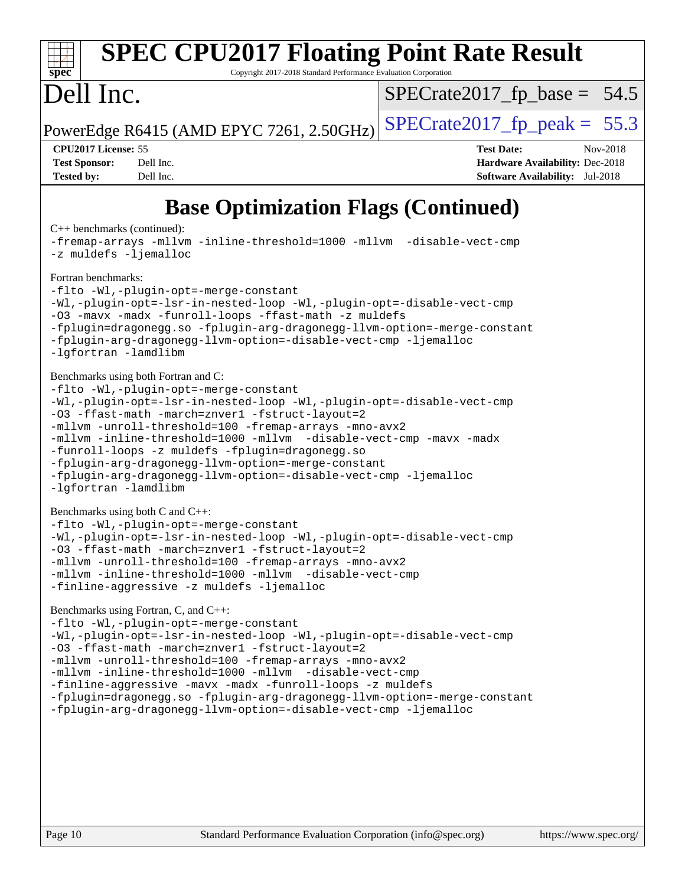# SPEC CPU2017 Floating Point Rate Result

Copyright 2017-2018 Standard Performance Evaluation Corporation

# Dell Inc.

PowerEdge R6415 (AMD EPYC 7261, 2.50GHz)

SPECrate2017_fp_base = 54.5

SPECrate2017_fp_peak = 55.3

**CPU2017 License:** 55
**Test Sponsor:** Dell Inc.
**Tested by:** Dell Inc.

**Test Date:** Nov-2018
**Hardware Availability:** Dec-2018
**Software Availability:** Jul-2018

## Base Optimization Flags (Continued)

C++ benchmarks (continued):

```
-fremap-arrays -mllvm -inline-threshold=1000 -mllvm  -disable-vect-cmp
-z muldefs -ljemalloc
```

Fortran benchmarks:

```
-flto -Wl,-plugin-opt=-merge-constant
-Wl,-plugin-opt=-lsr-in-nested-loop -Wl,-plugin-opt=-disable-vect-cmp
-O3 -mavx -madx -funroll-loops -ffast-math -z muldefs
-fplugin=dragonegg.so -fplugin-arg-dragonegg-llvm-option=-merge-constant
-fplugin-arg-dragonegg-llvm-option=-disable-vect-cmp -ljemalloc
-lgfortran -lamdlibm
```

Benchmarks using both Fortran and C:

```
-flto -Wl,-plugin-opt=-merge-constant
-Wl,-plugin-opt=-lsr-in-nested-loop -Wl,-plugin-opt=-disable-vect-cmp
-O3 -ffast-math -march=znver1 -fstruct-layout=2
-mllvm -unroll-threshold=100 -fremap-arrays -mno-avx2
-mllvm -inline-threshold=1000 -mllvm  -disable-vect-cmp -mavx -madx
-funroll-loops -z muldefs -fplugin=dragonegg.so
-fplugin-arg-dragonegg-llvm-option=-merge-constant
-fplugin-arg-dragonegg-llvm-option=-disable-vect-cmp -ljemalloc
-lgfortran -lamdlibm
```

Benchmarks using both C and C++:

```
-flto -Wl,-plugin-opt=-merge-constant
-Wl,-plugin-opt=-lsr-in-nested-loop -Wl,-plugin-opt=-disable-vect-cmp
-O3 -ffast-math -march=znver1 -fstruct-layout=2
-mllvm -unroll-threshold=100 -fremap-arrays -mno-avx2
-mllvm -inline-threshold=1000 -mllvm  -disable-vect-cmp
-finline-aggressive -z muldefs -ljemalloc
```

Benchmarks using Fortran, C, and C++:

```
-flto -Wl,-plugin-opt=-merge-constant
-Wl,-plugin-opt=-lsr-in-nested-loop -Wl,-plugin-opt=-disable-vect-cmp
-O3 -ffast-math -march=znver1 -fstruct-layout=2
-mllvm -unroll-threshold=100 -fremap-arrays -mno-avx2
-mllvm -inline-threshold=1000 -mllvm  -disable-vect-cmp
-finline-aggressive -mavx -madx -funroll-loops -z muldefs
-fplugin=dragonegg.so -fplugin-arg-dragonegg-llvm-option=-merge-constant
-fplugin-arg-dragonegg-llvm-option=-disable-vect-cmp -ljemalloc
```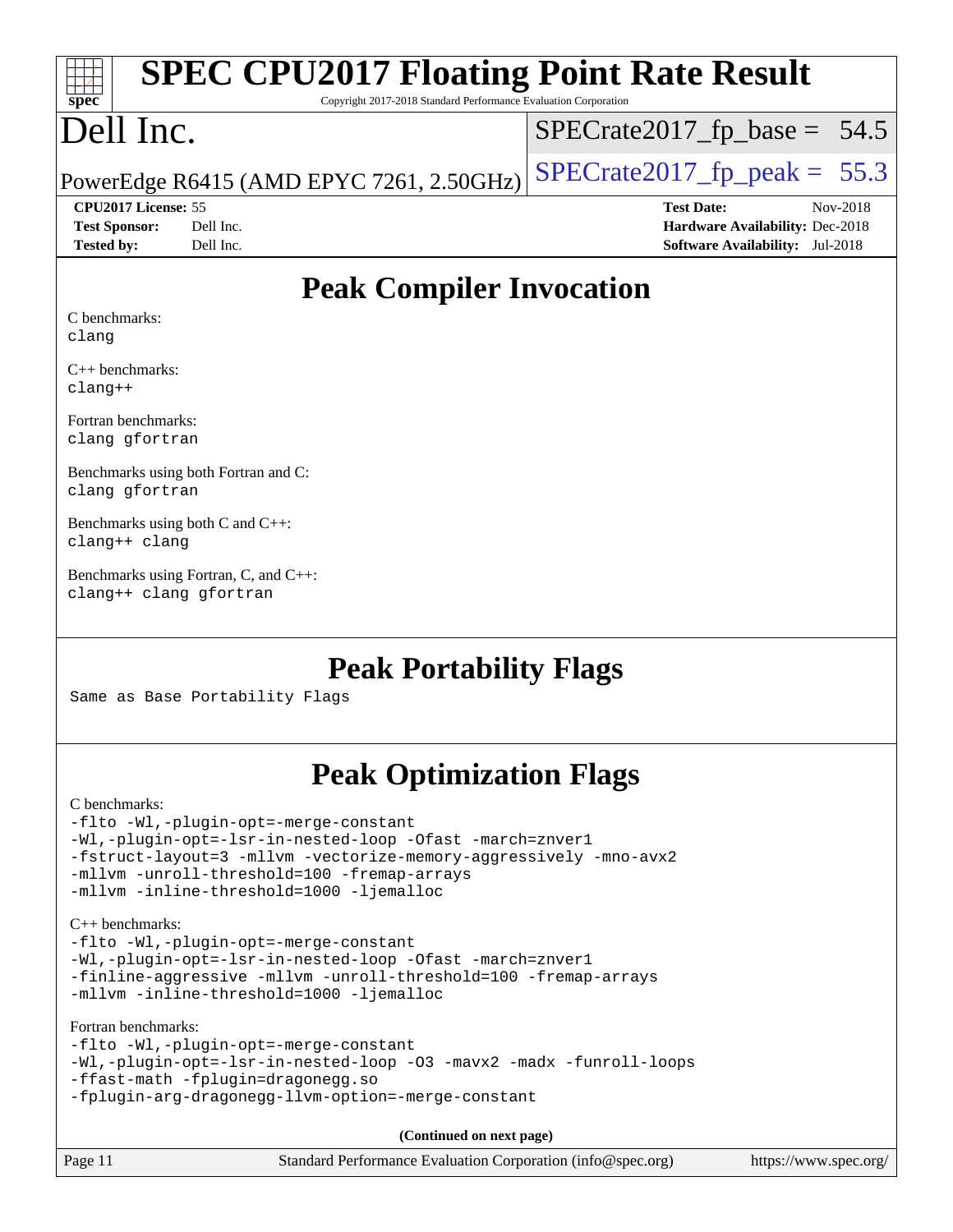# SPEC CPU2017 Floating Point Rate Result

Copyright 2017-2018 Standard Performance Evaluation Corporation

# Dell Inc.

PowerEdge R6415 (AMD EPYC 7261, 2.50GHz)

SPECrate2017_fp_base = 54.5

SPECrate2017_fp_peak = 55.3

**CPU2017 License:** 55
**Test Sponsor:** Dell Inc.
**Tested by:** Dell Inc.

**Test Date:** Nov-2018
**Hardware Availability:** Dec-2018
**Software Availability:** Jul-2018

## Peak Compiler Invocation

C benchmarks:
`clang`

C++ benchmarks:
`clang++`

Fortran benchmarks:
`clang gfortran`

Benchmarks using both Fortran and C:
`clang gfortran`

Benchmarks using both C and C++:
`clang++ clang`

Benchmarks using Fortran, C, and C++:
`clang++ clang gfortran`

## Peak Portability Flags

Same as Base Portability Flags

## Peak Optimization Flags

C benchmarks:

```
-flto -Wl,-plugin-opt=-merge-constant
-Wl,-plugin-opt=-lsr-in-nested-loop -Ofast -march=znver1
-fstruct-layout=3 -mllvm -vectorize-memory-aggressively -mno-avx2
-mllvm -unroll-threshold=100 -fremap-arrays
-mllvm -inline-threshold=1000 -ljemalloc
```

C++ benchmarks:

```
-flto -Wl,-plugin-opt=-merge-constant
-Wl,-plugin-opt=-lsr-in-nested-loop -Ofast -march=znver1
-finline-aggressive -mllvm -unroll-threshold=100 -fremap-arrays
-mllvm -inline-threshold=1000 -ljemalloc
```

Fortran benchmarks:

```
-flto -Wl,-plugin-opt=-merge-constant
-Wl,-plugin-opt=-lsr-in-nested-loop -O3 -mavx2 -madx -funroll-loops
-ffast-math -fplugin=dragonegg.so
-fplugin-arg-dragonegg-llvm-option=-merge-constant
```

**(Continued on next page)**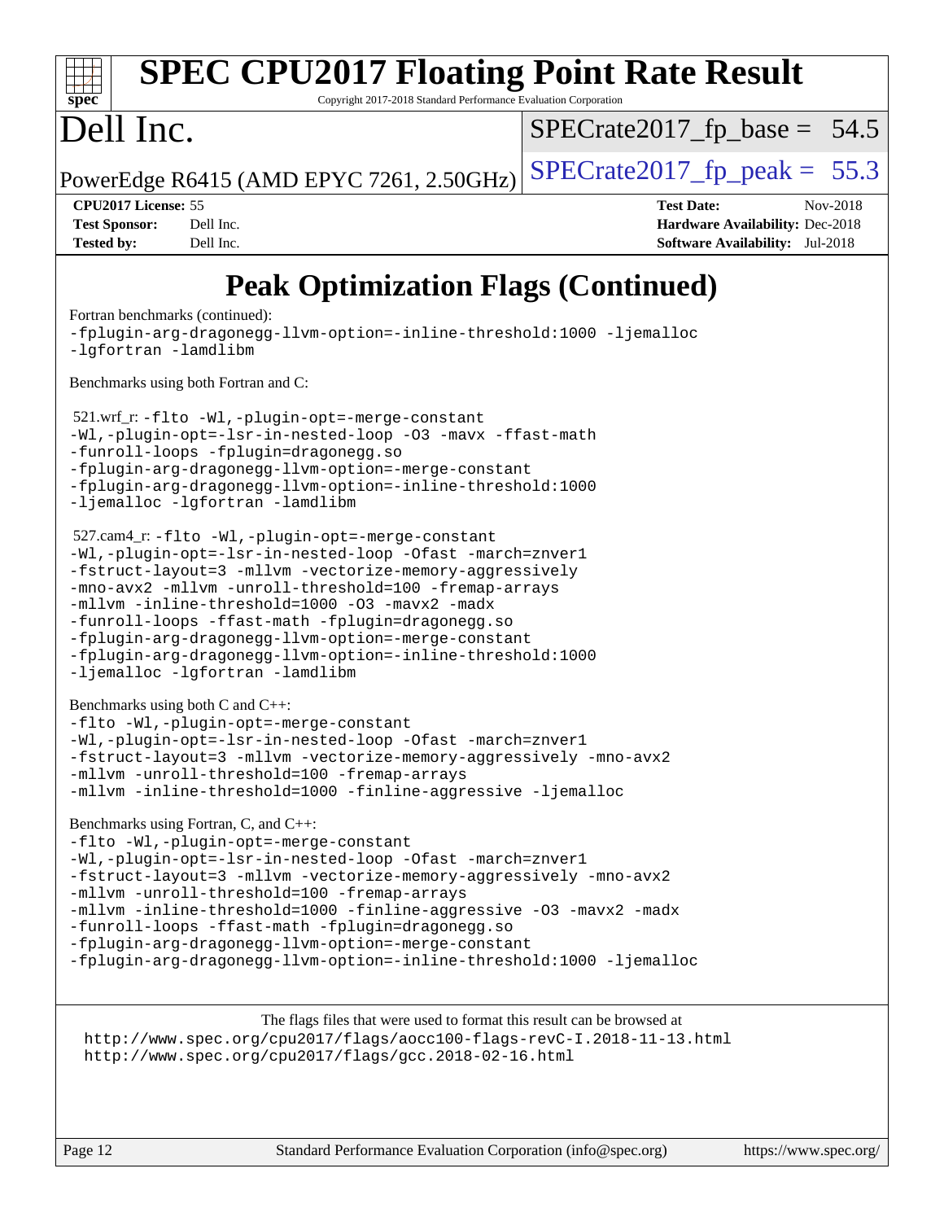# Peak Optimization Flags (Continued)

Fortran benchmarks (continued):

```
-fplugin-arg-dragonegg-llvm-option=-inline-threshold:1000 -ljemalloc
-lgfortran -lamdlibm
```

Benchmarks using both Fortran and C:

521.wrf_r:
```
-flto -Wl,-plugin-opt=-merge-constant
-Wl,-plugin-opt=-lsr-in-nested-loop -O3 -mavx -ffast-math
-funroll-loops -fplugin=dragonegg.so
-fplugin-arg-dragonegg-llvm-option=-merge-constant
-fplugin-arg-dragonegg-llvm-option=-inline-threshold:1000
-ljemalloc -lgfortran -lamdlibm
```

527.cam4_r:
```
-flto -Wl,-plugin-opt=-merge-constant
-Wl,-plugin-opt=-lsr-in-nested-loop -Ofast -march=znver1
-fstruct-layout=3 -mllvm -vectorize-memory-aggressively
-mno-avx2 -mllvm -unroll-threshold=100 -fremap-arrays
-mllvm -inline-threshold=1000 -O3 -mavx2 -madx
-funroll-loops -ffast-math -fplugin=dragonegg.so
-fplugin-arg-dragonegg-llvm-option=-merge-constant
-fplugin-arg-dragonegg-llvm-option=-inline-threshold:1000
-ljemalloc -lgfortran -lamdlibm
```

Benchmarks using both C and C++:

```
-flto -Wl,-plugin-opt=-merge-constant
-Wl,-plugin-opt=-lsr-in-nested-loop -Ofast -march=znver1
-fstruct-layout=3 -mllvm -vectorize-memory-aggressively -mno-avx2
-mllvm -unroll-threshold=100 -fremap-arrays
-mllvm -inline-threshold=1000 -finline-aggressive -ljemalloc
```

Benchmarks using Fortran, C, and C++:

```
-flto -Wl,-plugin-opt=-merge-constant
-Wl,-plugin-opt=-lsr-in-nested-loop -Ofast -march=znver1
-fstruct-layout=3 -mllvm -vectorize-memory-aggressively -mno-avx2
-mllvm -unroll-threshold=100 -fremap-arrays
-mllvm -inline-threshold=1000 -finline-aggressive -O3 -mavx2 -madx
-funroll-loops -ffast-math -fplugin=dragonegg.so
-fplugin-arg-dragonegg-llvm-option=-merge-constant
-fplugin-arg-dragonegg-llvm-option=-inline-threshold:1000 -ljemalloc
```

The flags files that were used to format this result can be browsed at
http://www.spec.org/cpu2017/flags/aocc100-flags-revC-I.2018-11-13.html
http://www.spec.org/cpu2017/flags/gcc.2018-02-16.html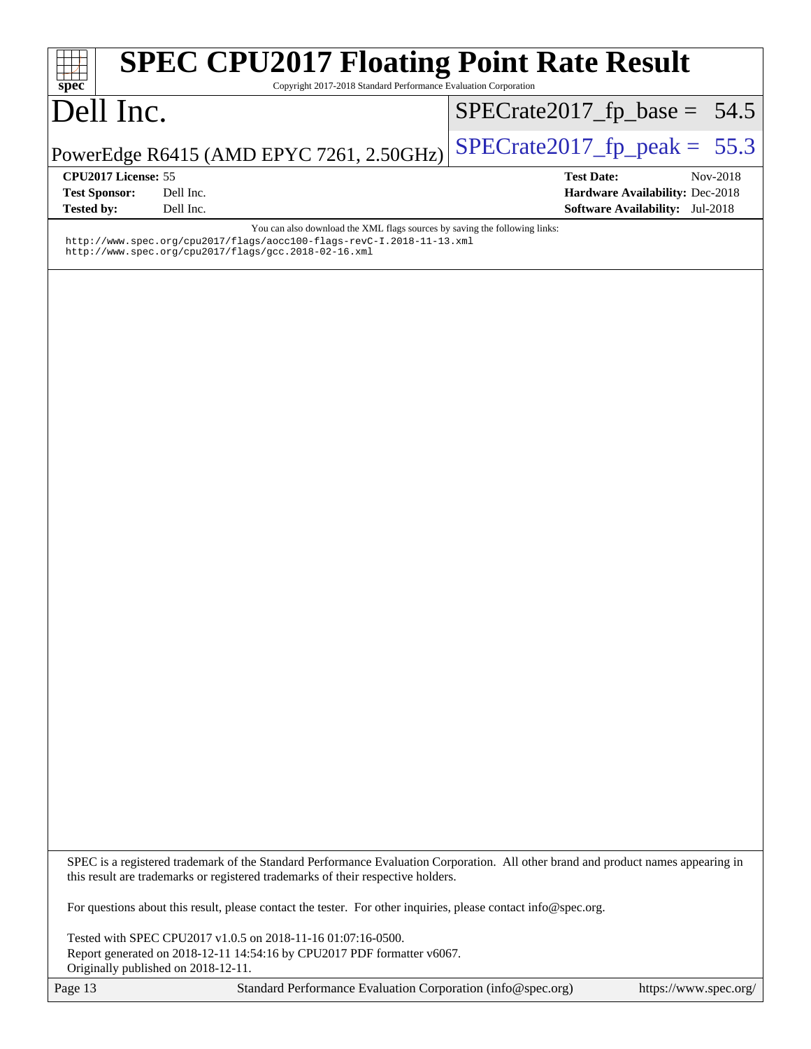# SPEC CPU2017 Floating Point Rate Result

Copyright 2017-2018 Standard Performance Evaluation Corporation

# Dell Inc.

PowerEdge R6415 (AMD EPYC 7261, 2.50GHz)

SPECrate2017_fp_base = 54.5

SPECrate2017_fp_peak = 55.3

**CPU2017 License:** 55
**Test Sponsor:** Dell Inc.
**Tested by:** Dell Inc.

**Test Date:** Nov-2018
**Hardware Availability:** Dec-2018
**Software Availability:** Jul-2018

You can also download the XML flags sources by saving the following links:

```
http://www.spec.org/cpu2017/flags/aocc100-flags-revC-I.2018-11-13.xml
http://www.spec.org/cpu2017/flags/gcc.2018-02-16.xml
```

SPEC is a registered trademark of the Standard Performance Evaluation Corporation. All other brand and product names appearing in this result are trademarks or registered trademarks of their respective holders.

For questions about this result, please contact the tester. For other inquiries, please contact info@spec.org.

Tested with SPEC CPU2017 v1.0.5 on 2018-11-16 01:07:16-0500.
Report generated on 2018-12-11 14:54:16 by CPU2017 PDF formatter v6067.
Originally published on 2018-12-11.